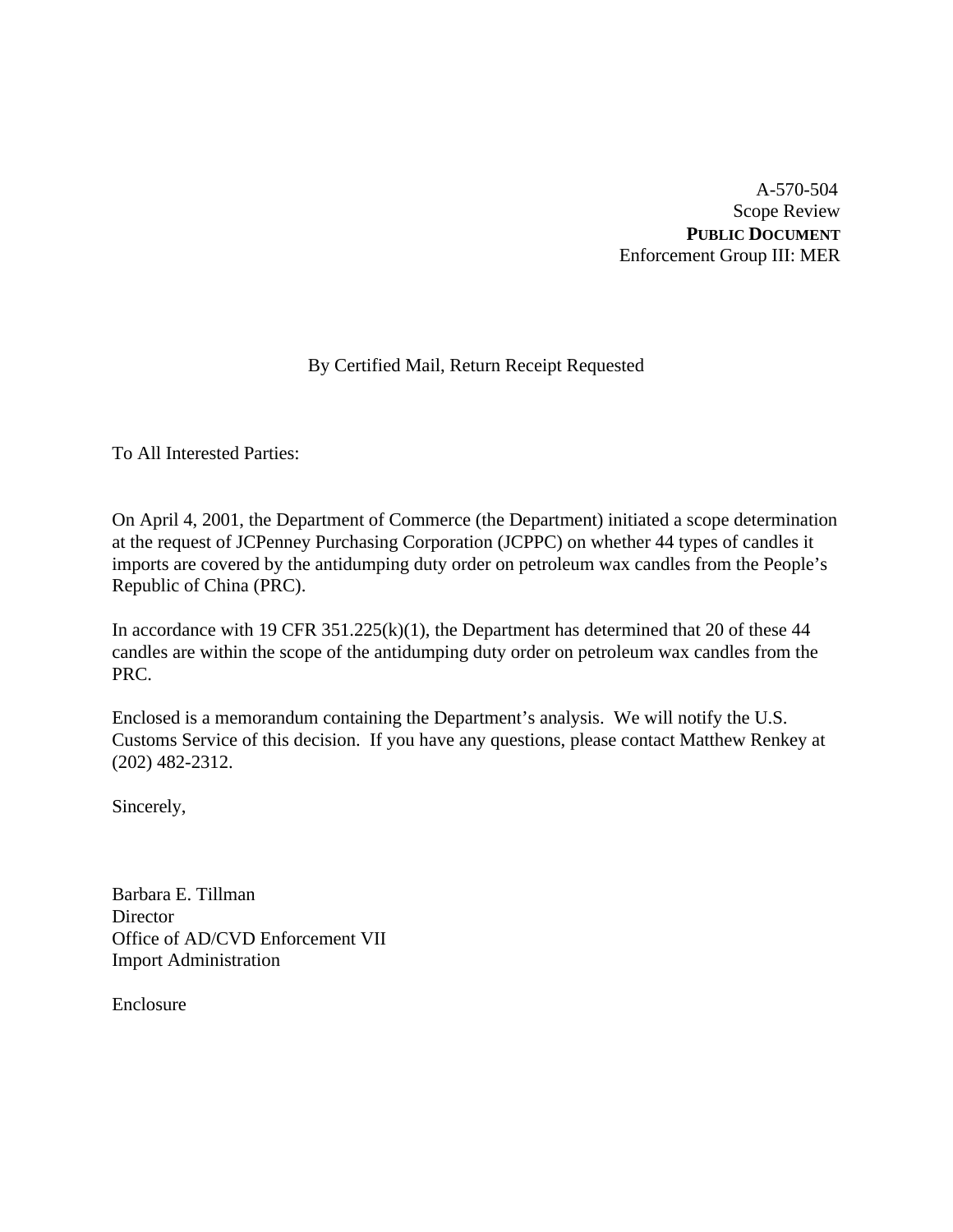A-570-504
Scope Review
**PUBLIC DOCUMENT**
Enforcement Group III: MER

By Certified Mail, Return Receipt Requested

To All Interested Parties:

On April 4, 2001, the Department of Commerce (the Department) initiated a scope determination at the request of JCPenney Purchasing Corporation (JCPPC) on whether 44 types of candles it imports are covered by the antidumping duty order on petroleum wax candles from the People's Republic of China (PRC).

In accordance with 19 CFR 351.225(k)(1), the Department has determined that 20 of these 44 candles are within the scope of the antidumping duty order on petroleum wax candles from the PRC.

Enclosed is a memorandum containing the Department's analysis. We will notify the U.S. Customs Service of this decision. If you have any questions, please contact Matthew Renkey at (202) 482-2312.

Sincerely,

Barbara E. Tillman
Director
Office of AD/CVD Enforcement VII
Import Administration

Enclosure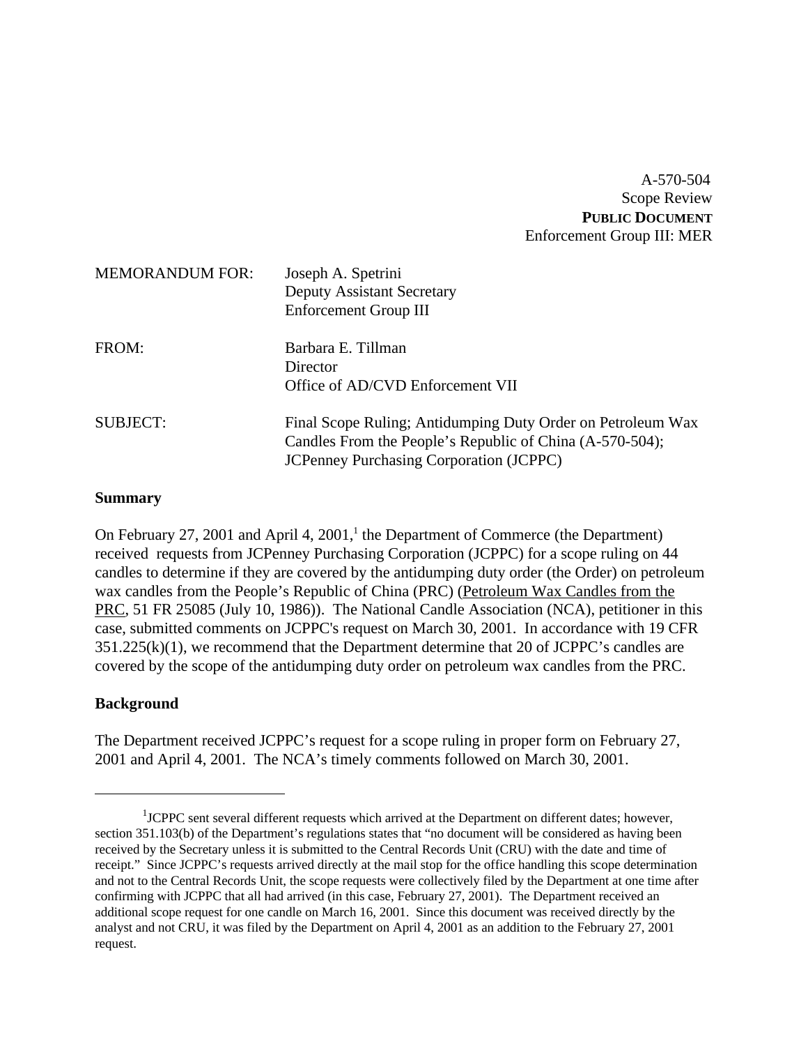A-570-504
Scope Review
**PUBLIC DOCUMENT**
Enforcement Group III: MER

| | |
|---|---|
| MEMORANDUM FOR: | Joseph A. Spetrini<br>Deputy Assistant Secretary<br>Enforcement Group III |
| FROM: | Barbara E. Tillman<br>Director<br>Office of AD/CVD Enforcement VII |
| SUBJECT: | Final Scope Ruling; Antidumping Duty Order on Petroleum Wax Candles From the People's Republic of China (A-570-504); JCPenney Purchasing Corporation (JCPPC) |

**Summary**

On February 27, 2001 and April 4, 2001,[1] the Department of Commerce (the Department) received requests from JCPenney Purchasing Corporation (JCPPC) for a scope ruling on 44 candles to determine if they are covered by the antidumping duty order (the Order) on petroleum wax candles from the People's Republic of China (PRC) (Petroleum Wax Candles from the PRC, 51 FR 25085 (July 10, 1986)). The National Candle Association (NCA), petitioner in this case, submitted comments on JCPPC's request on March 30, 2001. In accordance with 19 CFR 351.225(k)(1), we recommend that the Department determine that 20 of JCPPC's candles are covered by the scope of the antidumping duty order on petroleum wax candles from the PRC.

**Background**

The Department received JCPPC's request for a scope ruling in proper form on February 27, 2001 and April 4, 2001. The NCA's timely comments followed on March 30, 2001.

---

[1] JCPPC sent several different requests which arrived at the Department on different dates; however, section 351.103(b) of the Department's regulations states that "no document will be considered as having been received by the Secretary unless it is submitted to the Central Records Unit (CRU) with the date and time of receipt." Since JCPPC's requests arrived directly at the mail stop for the office handling this scope determination and not to the Central Records Unit, the scope requests were collectively filed by the Department at one time after confirming with JCPPC that all had arrived (in this case, February 27, 2001). The Department received an additional scope request for one candle on March 16, 2001. Since this document was received directly by the analyst and not CRU, it was filed by the Department on April 4, 2001 as an addition to the February 27, 2001 request.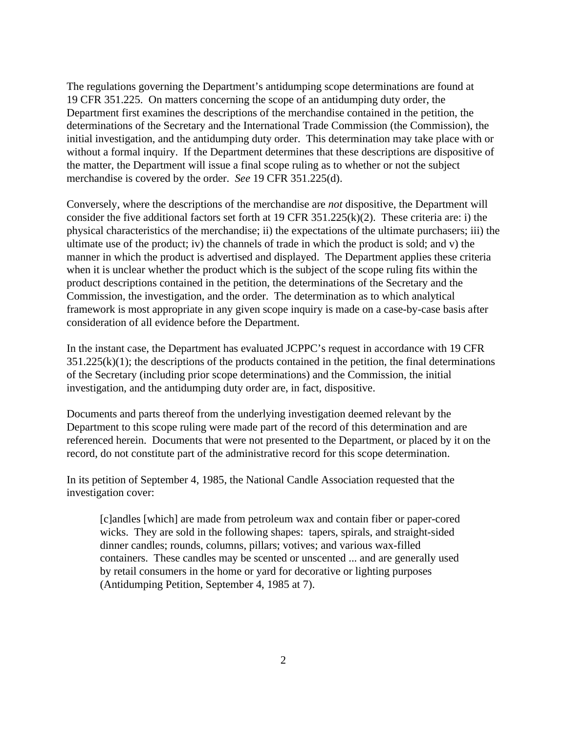The regulations governing the Department's antidumping scope determinations are found at 19 CFR 351.225. On matters concerning the scope of an antidumping duty order, the Department first examines the descriptions of the merchandise contained in the petition, the determinations of the Secretary and the International Trade Commission (the Commission), the initial investigation, and the antidumping duty order. This determination may take place with or without a formal inquiry. If the Department determines that these descriptions are dispositive of the matter, the Department will issue a final scope ruling as to whether or not the subject merchandise is covered by the order. *See* 19 CFR 351.225(d).

Conversely, where the descriptions of the merchandise are *not* dispositive, the Department will consider the five additional factors set forth at 19 CFR 351.225(k)(2). These criteria are: i) the physical characteristics of the merchandise; ii) the expectations of the ultimate purchasers; iii) the ultimate use of the product; iv) the channels of trade in which the product is sold; and v) the manner in which the product is advertised and displayed. The Department applies these criteria when it is unclear whether the product which is the subject of the scope ruling fits within the product descriptions contained in the petition, the determinations of the Secretary and the Commission, the investigation, and the order. The determination as to which analytical framework is most appropriate in any given scope inquiry is made on a case-by-case basis after consideration of all evidence before the Department.

In the instant case, the Department has evaluated JCPPC's request in accordance with 19 CFR 351.225(k)(1); the descriptions of the products contained in the petition, the final determinations of the Secretary (including prior scope determinations) and the Commission, the initial investigation, and the antidumping duty order are, in fact, dispositive.

Documents and parts thereof from the underlying investigation deemed relevant by the Department to this scope ruling were made part of the record of this determination and are referenced herein. Documents that were not presented to the Department, or placed by it on the record, do not constitute part of the administrative record for this scope determination.

In its petition of September 4, 1985, the National Candle Association requested that the investigation cover:

> [c]andles [which] are made from petroleum wax and contain fiber or paper-cored wicks. They are sold in the following shapes: tapers, spirals, and straight-sided dinner candles; rounds, columns, pillars; votives; and various wax-filled containers. These candles may be scented or unscented ... and are generally used by retail consumers in the home or yard for decorative or lighting purposes (Antidumping Petition, September 4, 1985 at 7).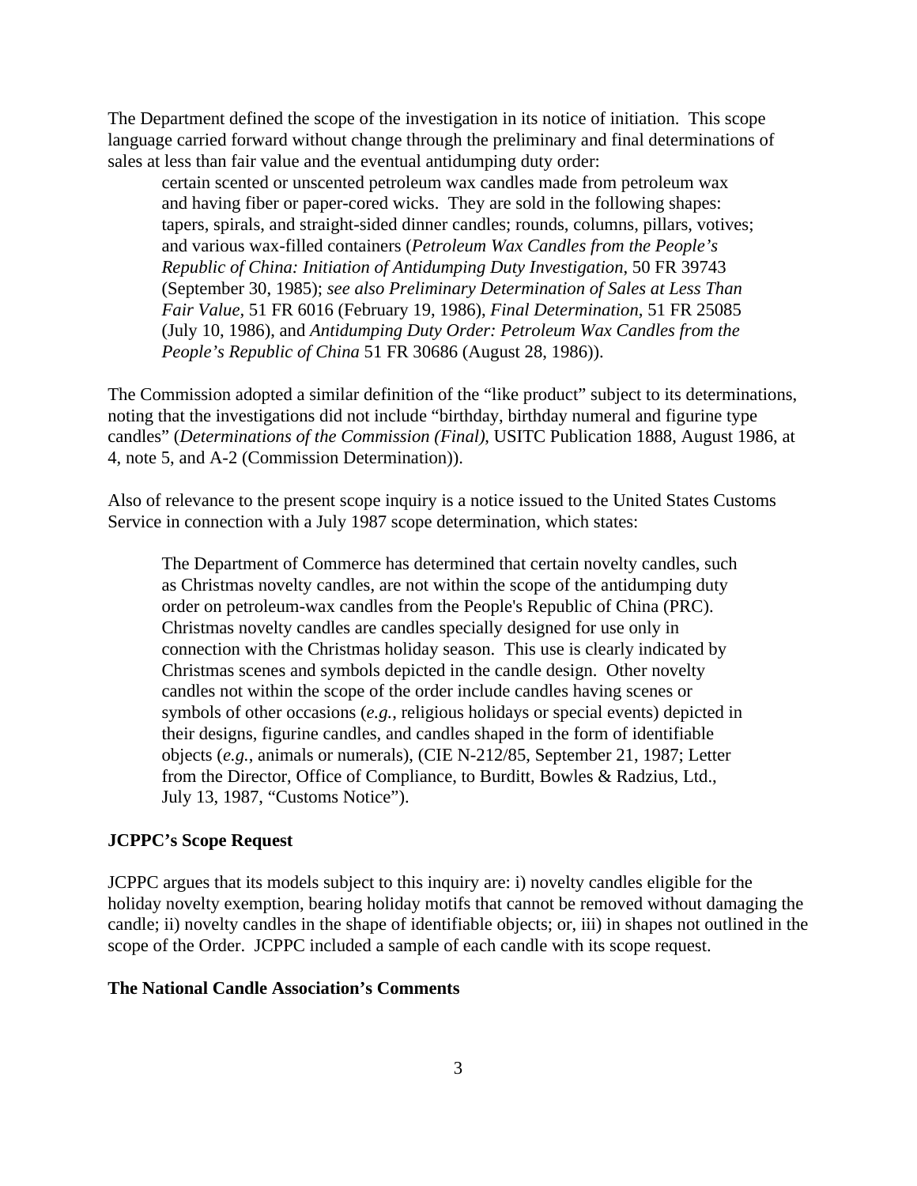The Department defined the scope of the investigation in its notice of initiation. This scope language carried forward without change through the preliminary and final determinations of sales at less than fair value and the eventual antidumping duty order:

> certain scented or unscented petroleum wax candles made from petroleum wax and having fiber or paper-cored wicks. They are sold in the following shapes: tapers, spirals, and straight-sided dinner candles; rounds, columns, pillars, votives; and various wax-filled containers (*Petroleum Wax Candles from the People's Republic of China: Initiation of Antidumping Duty Investigation*, 50 FR 39743 (September 30, 1985); *see also Preliminary Determination of Sales at Less Than Fair Value*, 51 FR 6016 (February 19, 1986), *Final Determination*, 51 FR 25085 (July 10, 1986), and *Antidumping Duty Order: Petroleum Wax Candles from the People's Republic of China* 51 FR 30686 (August 28, 1986)).

The Commission adopted a similar definition of the "like product" subject to its determinations, noting that the investigations did not include "birthday, birthday numeral and figurine type candles" (*Determinations of the Commission (Final)*, USITC Publication 1888, August 1986, at 4, note 5, and A-2 (Commission Determination)).

Also of relevance to the present scope inquiry is a notice issued to the United States Customs Service in connection with a July 1987 scope determination, which states:

> The Department of Commerce has determined that certain novelty candles, such as Christmas novelty candles, are not within the scope of the antidumping duty order on petroleum-wax candles from the People's Republic of China (PRC). Christmas novelty candles are candles specially designed for use only in connection with the Christmas holiday season. This use is clearly indicated by Christmas scenes and symbols depicted in the candle design. Other novelty candles not within the scope of the order include candles having scenes or symbols of other occasions (*e.g.*, religious holidays or special events) depicted in their designs, figurine candles, and candles shaped in the form of identifiable objects (*e.g.*, animals or numerals), (CIE N-212/85, September 21, 1987; Letter from the Director, Office of Compliance, to Burditt, Bowles & Radzius, Ltd., July 13, 1987, "Customs Notice").

**JCPPC's Scope Request**

JCPPC argues that its models subject to this inquiry are: i) novelty candles eligible for the holiday novelty exemption, bearing holiday motifs that cannot be removed without damaging the candle; ii) novelty candles in the shape of identifiable objects; or, iii) in shapes not outlined in the scope of the Order. JCPPC included a sample of each candle with its scope request.

**The National Candle Association's Comments**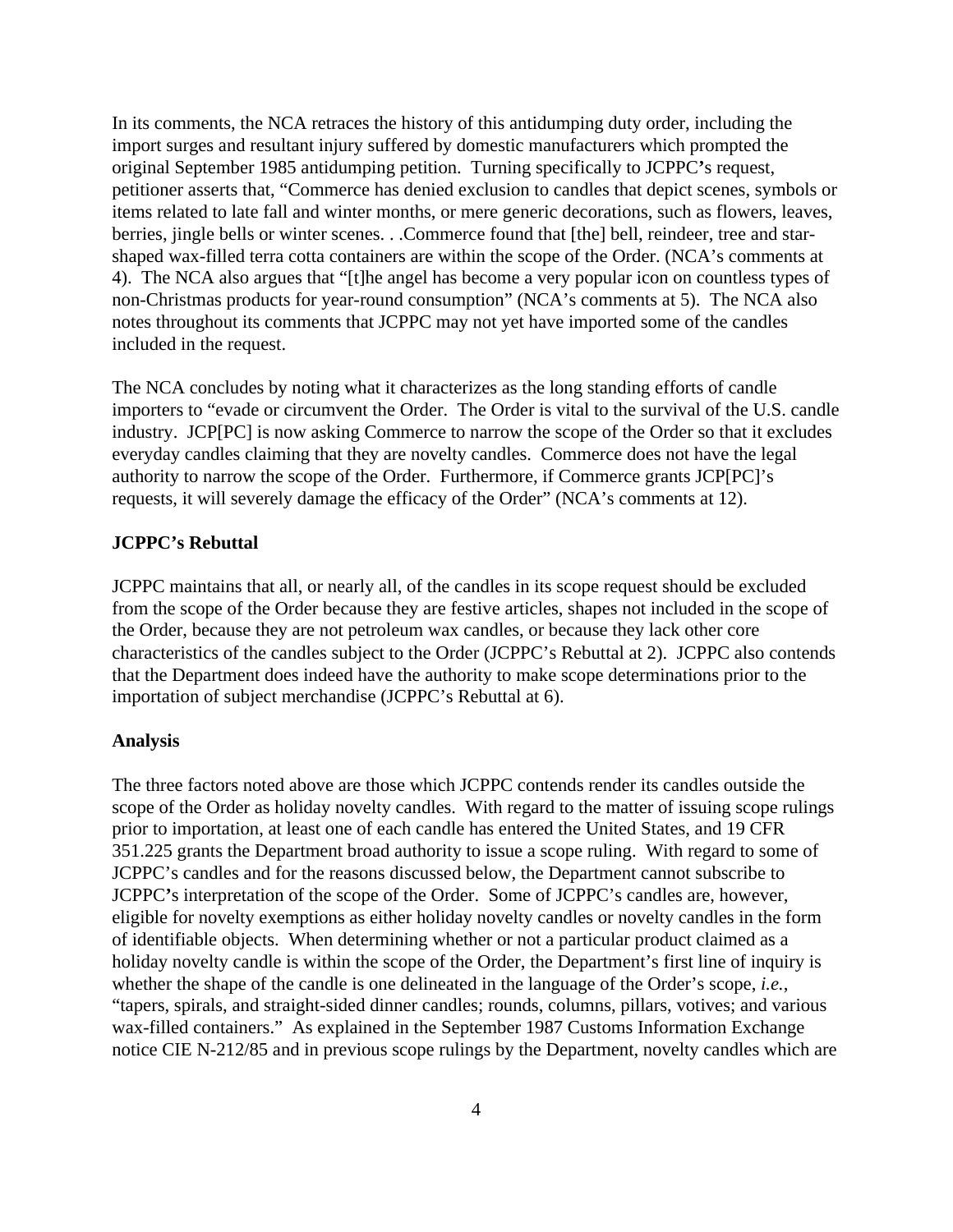In its comments, the NCA retraces the history of this antidumping duty order, including the import surges and resultant injury suffered by domestic manufacturers which prompted the original September 1985 antidumping petition. Turning specifically to JCPPC's request, petitioner asserts that, "Commerce has denied exclusion to candles that depict scenes, symbols or items related to late fall and winter months, or mere generic decorations, such as flowers, leaves, berries, jingle bells or winter scenes. . .Commerce found that [the] bell, reindeer, tree and star-shaped wax-filled terra cotta containers are within the scope of the Order. (NCA's comments at 4). The NCA also argues that "[t]he angel has become a very popular icon on countless types of non-Christmas products for year-round consumption" (NCA's comments at 5). The NCA also notes throughout its comments that JCPPC may not yet have imported some of the candles included in the request.

The NCA concludes by noting what it characterizes as the long standing efforts of candle importers to "evade or circumvent the Order. The Order is vital to the survival of the U.S. candle industry. JCP[PC] is now asking Commerce to narrow the scope of the Order so that it excludes everyday candles claiming that they are novelty candles. Commerce does not have the legal authority to narrow the scope of the Order. Furthermore, if Commerce grants JCP[PC]'s requests, it will severely damage the efficacy of the Order" (NCA's comments at 12).

**JCPPC's Rebuttal**

JCPPC maintains that all, or nearly all, of the candles in its scope request should be excluded from the scope of the Order because they are festive articles, shapes not included in the scope of the Order, because they are not petroleum wax candles, or because they lack other core characteristics of the candles subject to the Order (JCPPC's Rebuttal at 2). JCPPC also contends that the Department does indeed have the authority to make scope determinations prior to the importation of subject merchandise (JCPPC's Rebuttal at 6).

**Analysis**

The three factors noted above are those which JCPPC contends render its candles outside the scope of the Order as holiday novelty candles. With regard to the matter of issuing scope rulings prior to importation, at least one of each candle has entered the United States, and 19 CFR 351.225 grants the Department broad authority to issue a scope ruling. With regard to some of JCPPC's candles and for the reasons discussed below, the Department cannot subscribe to JCPPC's interpretation of the scope of the Order. Some of JCPPC's candles are, however, eligible for novelty exemptions as either holiday novelty candles or novelty candles in the form of identifiable objects. When determining whether or not a particular product claimed as a holiday novelty candle is within the scope of the Order, the Department's first line of inquiry is whether the shape of the candle is one delineated in the language of the Order's scope, *i.e.*, "tapers, spirals, and straight-sided dinner candles; rounds, columns, pillars, votives; and various wax-filled containers." As explained in the September 1987 Customs Information Exchange notice CIE N-212/85 and in previous scope rulings by the Department, novelty candles which are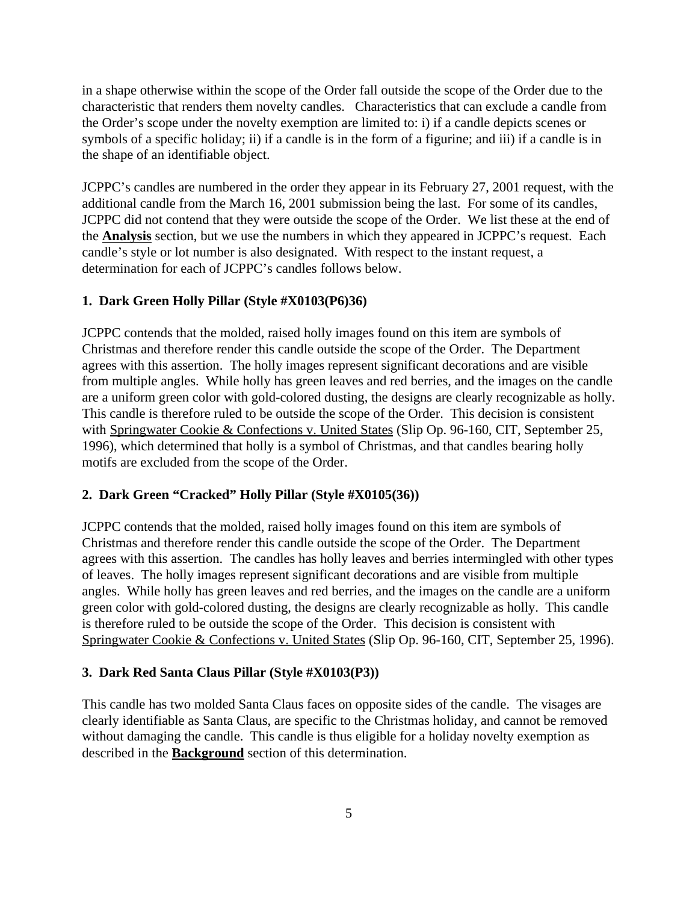in a shape otherwise within the scope of the Order fall outside the scope of the Order due to the characteristic that renders them novelty candles. Characteristics that can exclude a candle from the Order's scope under the novelty exemption are limited to: i) if a candle depicts scenes or symbols of a specific holiday; ii) if a candle is in the form of a figurine; and iii) if a candle is in the shape of an identifiable object.

JCPPC's candles are numbered in the order they appear in its February 27, 2001 request, with the additional candle from the March 16, 2001 submission being the last. For some of its candles, JCPPC did not contend that they were outside the scope of the Order. We list these at the end of the **Analysis** section, but we use the numbers in which they appeared in JCPPC's request. Each candle's style or lot number is also designated. With respect to the instant request, a determination for each of JCPPC's candles follows below.

**1. Dark Green Holly Pillar (Style #X0103(P6)36)**

JCPPC contends that the molded, raised holly images found on this item are symbols of Christmas and therefore render this candle outside the scope of the Order. The Department agrees with this assertion. The holly images represent significant decorations and are visible from multiple angles. While holly has green leaves and red berries, and the images on the candle are a uniform green color with gold-colored dusting, the designs are clearly recognizable as holly. This candle is therefore ruled to be outside the scope of the Order. This decision is consistent with Springwater Cookie & Confections v. United States (Slip Op. 96-160, CIT, September 25, 1996), which determined that holly is a symbol of Christmas, and that candles bearing holly motifs are excluded from the scope of the Order.

**2. Dark Green "Cracked" Holly Pillar (Style #X0105(36))**

JCPPC contends that the molded, raised holly images found on this item are symbols of Christmas and therefore render this candle outside the scope of the Order. The Department agrees with this assertion. The candles has holly leaves and berries intermingled with other types of leaves. The holly images represent significant decorations and are visible from multiple angles. While holly has green leaves and red berries, and the images on the candle are a uniform green color with gold-colored dusting, the designs are clearly recognizable as holly. This candle is therefore ruled to be outside the scope of the Order. This decision is consistent with Springwater Cookie & Confections v. United States (Slip Op. 96-160, CIT, September 25, 1996).

**3. Dark Red Santa Claus Pillar (Style #X0103(P3))**

This candle has two molded Santa Claus faces on opposite sides of the candle. The visages are clearly identifiable as Santa Claus, are specific to the Christmas holiday, and cannot be removed without damaging the candle. This candle is thus eligible for a holiday novelty exemption as described in the **Background** section of this determination.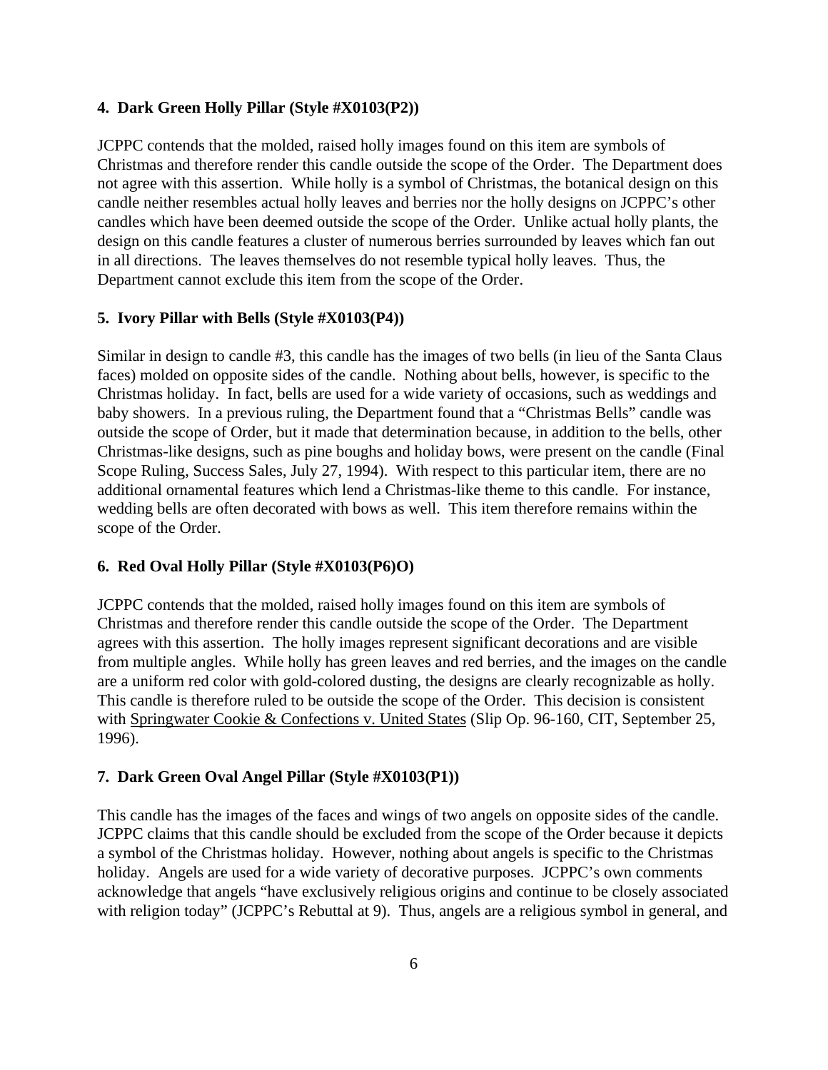**4. Dark Green Holly Pillar (Style #X0103(P2))**

JCPPC contends that the molded, raised holly images found on this item are symbols of Christmas and therefore render this candle outside the scope of the Order. The Department does not agree with this assertion. While holly is a symbol of Christmas, the botanical design on this candle neither resembles actual holly leaves and berries nor the holly designs on JCPPC's other candles which have been deemed outside the scope of the Order. Unlike actual holly plants, the design on this candle features a cluster of numerous berries surrounded by leaves which fan out in all directions. The leaves themselves do not resemble typical holly leaves. Thus, the Department cannot exclude this item from the scope of the Order.

**5. Ivory Pillar with Bells (Style #X0103(P4))**

Similar in design to candle #3, this candle has the images of two bells (in lieu of the Santa Claus faces) molded on opposite sides of the candle. Nothing about bells, however, is specific to the Christmas holiday. In fact, bells are used for a wide variety of occasions, such as weddings and baby showers. In a previous ruling, the Department found that a "Christmas Bells" candle was outside the scope of Order, but it made that determination because, in addition to the bells, other Christmas-like designs, such as pine boughs and holiday bows, were present on the candle (Final Scope Ruling, Success Sales, July 27, 1994). With respect to this particular item, there are no additional ornamental features which lend a Christmas-like theme to this candle. For instance, wedding bells are often decorated with bows as well. This item therefore remains within the scope of the Order.

**6. Red Oval Holly Pillar (Style #X0103(P6)O)**

JCPPC contends that the molded, raised holly images found on this item are symbols of Christmas and therefore render this candle outside the scope of the Order. The Department agrees with this assertion. The holly images represent significant decorations and are visible from multiple angles. While holly has green leaves and red berries, and the images on the candle are a uniform red color with gold-colored dusting, the designs are clearly recognizable as holly. This candle is therefore ruled to be outside the scope of the Order. This decision is consistent with Springwater Cookie & Confections v. United States (Slip Op. 96-160, CIT, September 25, 1996).

**7. Dark Green Oval Angel Pillar (Style #X0103(P1))**

This candle has the images of the faces and wings of two angels on opposite sides of the candle. JCPPC claims that this candle should be excluded from the scope of the Order because it depicts a symbol of the Christmas holiday. However, nothing about angels is specific to the Christmas holiday. Angels are used for a wide variety of decorative purposes. JCPPC's own comments acknowledge that angels "have exclusively religious origins and continue to be closely associated with religion today" (JCPPC's Rebuttal at 9). Thus, angels are a religious symbol in general, and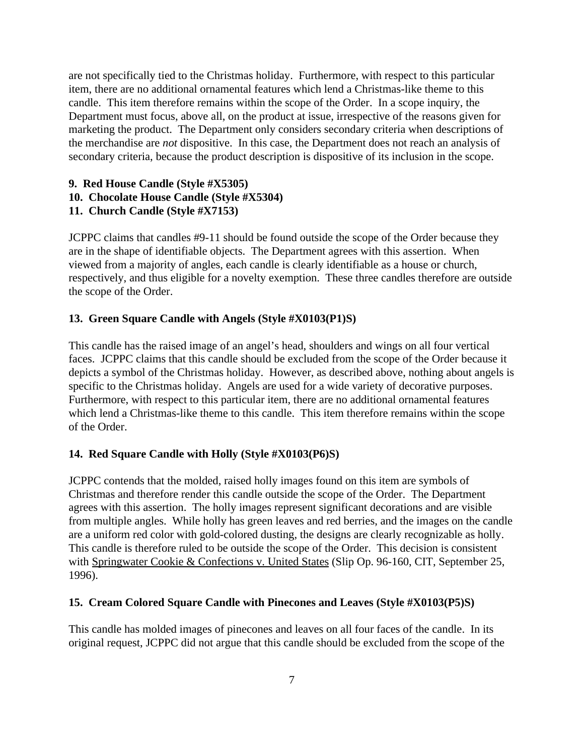are not specifically tied to the Christmas holiday. Furthermore, with respect to this particular item, there are no additional ornamental features which lend a Christmas-like theme to this candle. This item therefore remains within the scope of the Order. In a scope inquiry, the Department must focus, above all, on the product at issue, irrespective of the reasons given for marketing the product. The Department only considers secondary criteria when descriptions of the merchandise are *not* dispositive. In this case, the Department does not reach an analysis of secondary criteria, because the product description is dispositive of its inclusion in the scope.

**9. Red House Candle (Style #X5305)**
**10. Chocolate House Candle (Style #X5304)**
**11. Church Candle (Style #X7153)**

JCPPC claims that candles #9-11 should be found outside the scope of the Order because they are in the shape of identifiable objects. The Department agrees with this assertion. When viewed from a majority of angles, each candle is clearly identifiable as a house or church, respectively, and thus eligible for a novelty exemption. These three candles therefore are outside the scope of the Order.

**13. Green Square Candle with Angels (Style #X0103(P1)S)**

This candle has the raised image of an angel's head, shoulders and wings on all four vertical faces. JCPPC claims that this candle should be excluded from the scope of the Order because it depicts a symbol of the Christmas holiday. However, as described above, nothing about angels is specific to the Christmas holiday. Angels are used for a wide variety of decorative purposes. Furthermore, with respect to this particular item, there are no additional ornamental features which lend a Christmas-like theme to this candle. This item therefore remains within the scope of the Order.

**14. Red Square Candle with Holly (Style #X0103(P6)S)**

JCPPC contends that the molded, raised holly images found on this item are symbols of Christmas and therefore render this candle outside the scope of the Order. The Department agrees with this assertion. The holly images represent significant decorations and are visible from multiple angles. While holly has green leaves and red berries, and the images on the candle are a uniform red color with gold-colored dusting, the designs are clearly recognizable as holly. This candle is therefore ruled to be outside the scope of the Order. This decision is consistent with Springwater Cookie & Confections v. United States (Slip Op. 96-160, CIT, September 25, 1996).

**15. Cream Colored Square Candle with Pinecones and Leaves (Style #X0103(P5)S)**

This candle has molded images of pinecones and leaves on all four faces of the candle. In its original request, JCPPC did not argue that this candle should be excluded from the scope of the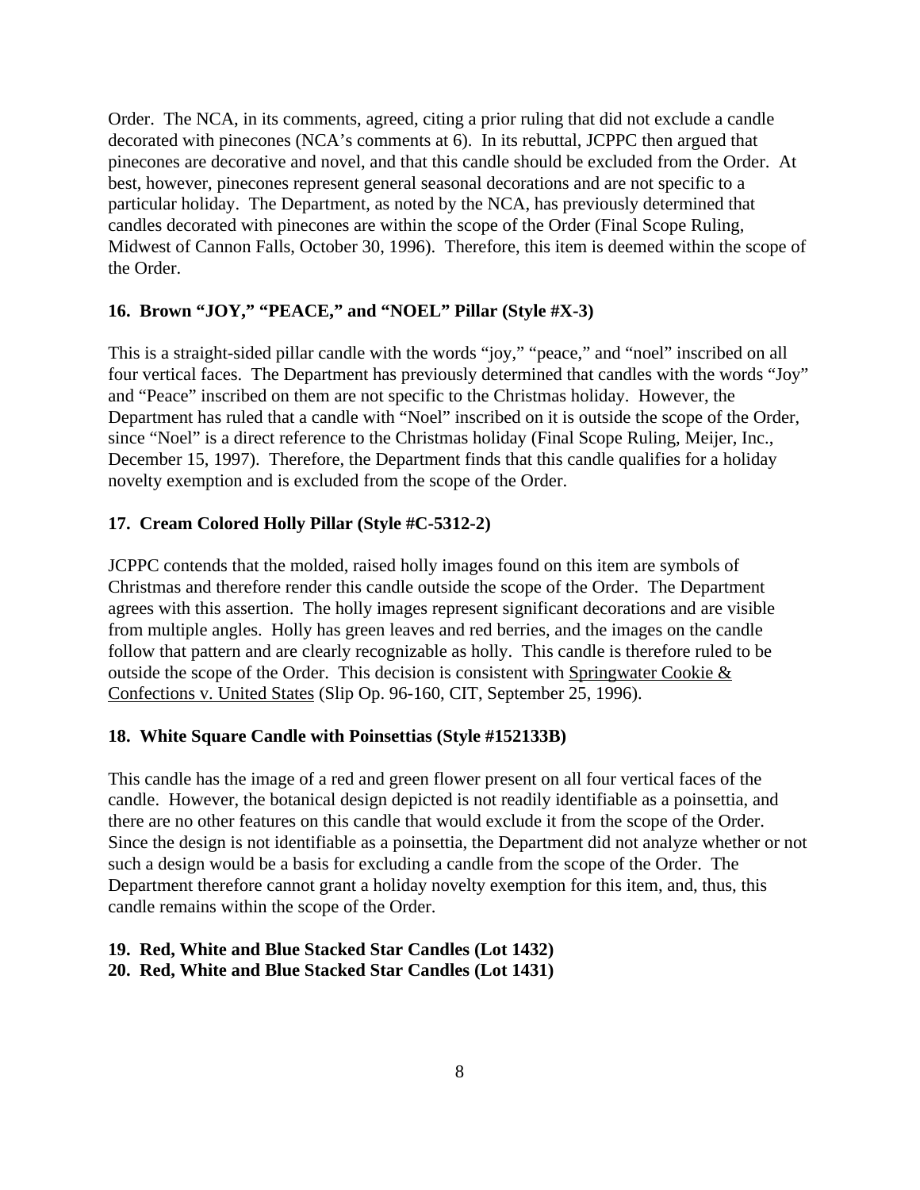Order. The NCA, in its comments, agreed, citing a prior ruling that did not exclude a candle decorated with pinecones (NCA's comments at 6). In its rebuttal, JCPPC then argued that pinecones are decorative and novel, and that this candle should be excluded from the Order. At best, however, pinecones represent general seasonal decorations and are not specific to a particular holiday. The Department, as noted by the NCA, has previously determined that candles decorated with pinecones are within the scope of the Order (Final Scope Ruling, Midwest of Cannon Falls, October 30, 1996). Therefore, this item is deemed within the scope of the Order.

**16. Brown "JOY," "PEACE," and "NOEL" Pillar (Style #X-3)**

This is a straight-sided pillar candle with the words "joy," "peace," and "noel" inscribed on all four vertical faces. The Department has previously determined that candles with the words "Joy" and "Peace" inscribed on them are not specific to the Christmas holiday. However, the Department has ruled that a candle with "Noel" inscribed on it is outside the scope of the Order, since "Noel" is a direct reference to the Christmas holiday (Final Scope Ruling, Meijer, Inc., December 15, 1997). Therefore, the Department finds that this candle qualifies for a holiday novelty exemption and is excluded from the scope of the Order.

**17. Cream Colored Holly Pillar (Style #C-5312-2)**

JCPPC contends that the molded, raised holly images found on this item are symbols of Christmas and therefore render this candle outside the scope of the Order. The Department agrees with this assertion. The holly images represent significant decorations and are visible from multiple angles. Holly has green leaves and red berries, and the images on the candle follow that pattern and are clearly recognizable as holly. This candle is therefore ruled to be outside the scope of the Order. This decision is consistent with Springwater Cookie & Confections v. United States (Slip Op. 96-160, CIT, September 25, 1996).

**18. White Square Candle with Poinsettias (Style #152133B)**

This candle has the image of a red and green flower present on all four vertical faces of the candle. However, the botanical design depicted is not readily identifiable as a poinsettia, and there are no other features on this candle that would exclude it from the scope of the Order. Since the design is not identifiable as a poinsettia, the Department did not analyze whether or not such a design would be a basis for excluding a candle from the scope of the Order. The Department therefore cannot grant a holiday novelty exemption for this item, and, thus, this candle remains within the scope of the Order.

**19. Red, White and Blue Stacked Star Candles (Lot 1432)**
**20. Red, White and Blue Stacked Star Candles (Lot 1431)**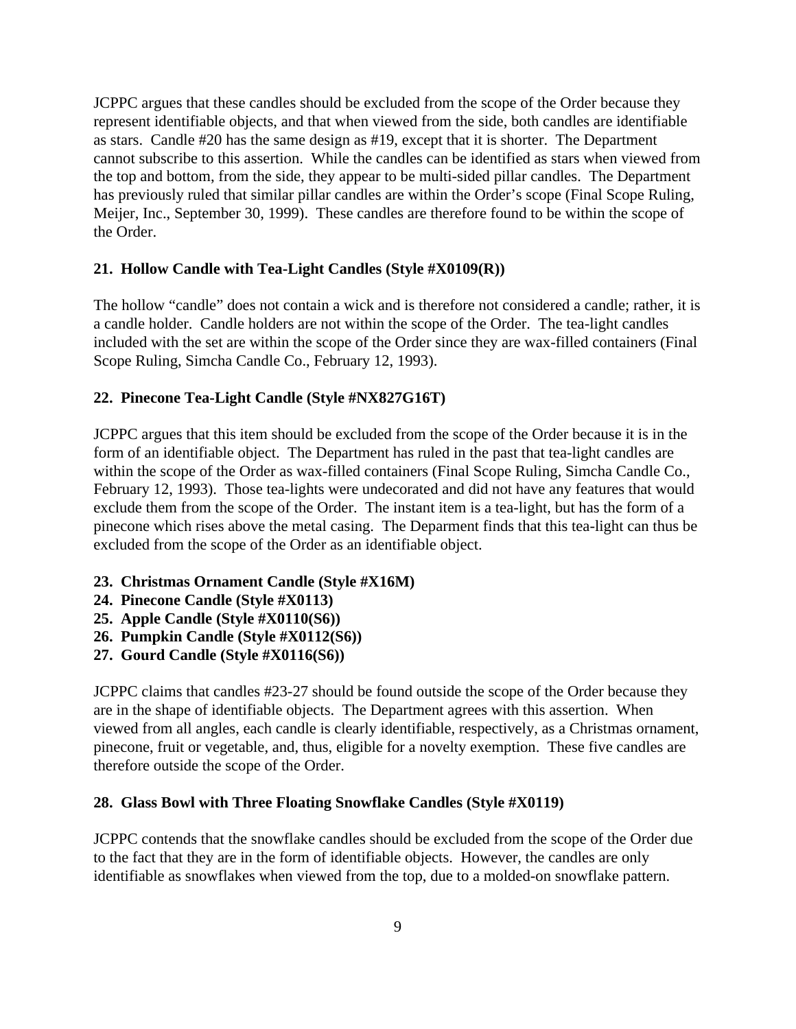JCPPC argues that these candles should be excluded from the scope of the Order because they represent identifiable objects, and that when viewed from the side, both candles are identifiable as stars. Candle #20 has the same design as #19, except that it is shorter. The Department cannot subscribe to this assertion. While the candles can be identified as stars when viewed from the top and bottom, from the side, they appear to be multi-sided pillar candles. The Department has previously ruled that similar pillar candles are within the Order's scope (Final Scope Ruling, Meijer, Inc., September 30, 1999). These candles are therefore found to be within the scope of the Order.

**21. Hollow Candle with Tea-Light Candles (Style #X0109(R))**

The hollow "candle" does not contain a wick and is therefore not considered a candle; rather, it is a candle holder. Candle holders are not within the scope of the Order. The tea-light candles included with the set are within the scope of the Order since they are wax-filled containers (Final Scope Ruling, Simcha Candle Co., February 12, 1993).

**22. Pinecone Tea-Light Candle (Style #NX827G16T)**

JCPPC argues that this item should be excluded from the scope of the Order because it is in the form of an identifiable object. The Department has ruled in the past that tea-light candles are within the scope of the Order as wax-filled containers (Final Scope Ruling, Simcha Candle Co., February 12, 1993). Those tea-lights were undecorated and did not have any features that would exclude them from the scope of the Order. The instant item is a tea-light, but has the form of a pinecone which rises above the metal casing. The Deparment finds that this tea-light can thus be excluded from the scope of the Order as an identifiable object.

**23. Christmas Ornament Candle (Style #X16M)**
**24. Pinecone Candle (Style #X0113)**
**25. Apple Candle (Style #X0110(S6))**
**26. Pumpkin Candle (Style #X0112(S6))**
**27. Gourd Candle (Style #X0116(S6))**

JCPPC claims that candles #23-27 should be found outside the scope of the Order because they are in the shape of identifiable objects. The Department agrees with this assertion. When viewed from all angles, each candle is clearly identifiable, respectively, as a Christmas ornament, pinecone, fruit or vegetable, and, thus, eligible for a novelty exemption. These five candles are therefore outside the scope of the Order.

**28. Glass Bowl with Three Floating Snowflake Candles (Style #X0119)**

JCPPC contends that the snowflake candles should be excluded from the scope of the Order due to the fact that they are in the form of identifiable objects. However, the candles are only identifiable as snowflakes when viewed from the top, due to a molded-on snowflake pattern.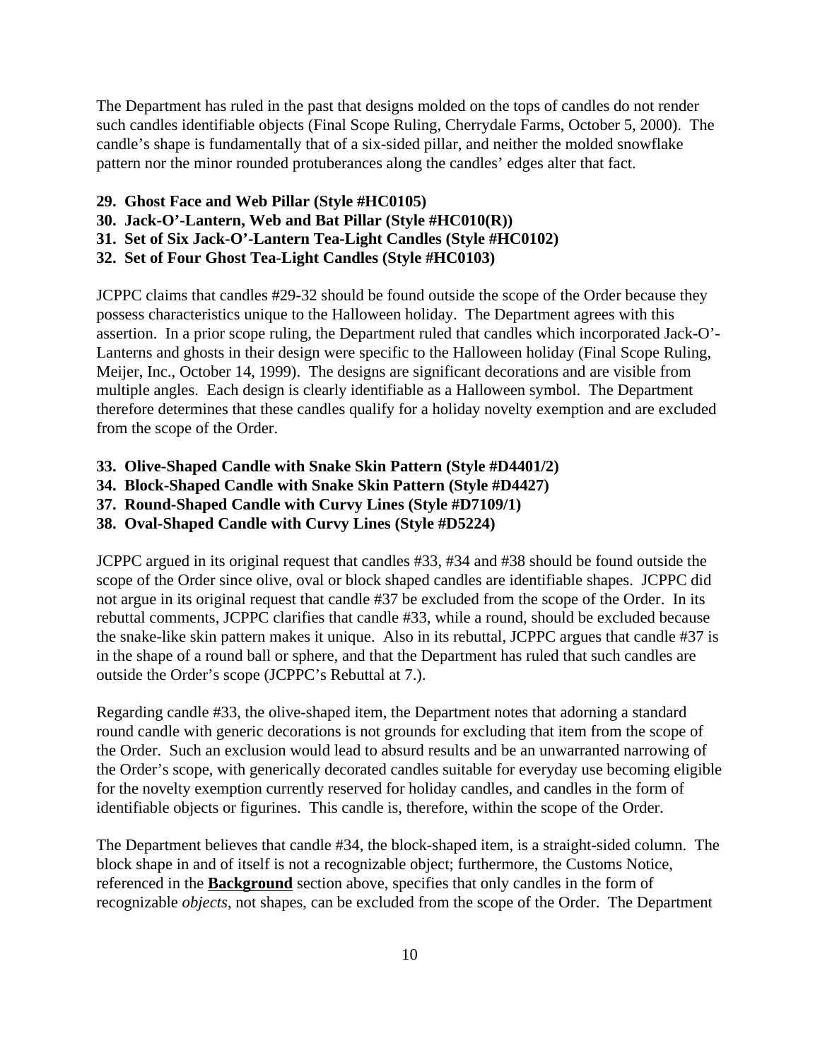The Department has ruled in the past that designs molded on the tops of candles do not render such candles identifiable objects (Final Scope Ruling, Cherrydale Farms, October 5, 2000). The candle's shape is fundamentally that of a six-sided pillar, and neither the molded snowflake pattern nor the minor rounded protuberances along the candles' edges alter that fact.

**29. Ghost Face and Web Pillar (Style #HC0105)**
**30. Jack-O'-Lantern, Web and Bat Pillar (Style #HC010(R))**
**31. Set of Six Jack-O'-Lantern Tea-Light Candles (Style #HC0102)**
**32. Set of Four Ghost Tea-Light Candles (Style #HC0103)**

JCPPC claims that candles #29-32 should be found outside the scope of the Order because they possess characteristics unique to the Halloween holiday. The Department agrees with this assertion. In a prior scope ruling, the Department ruled that candles which incorporated Jack-O'-Lanterns and ghosts in their design were specific to the Halloween holiday (Final Scope Ruling, Meijer, Inc., October 14, 1999). The designs are significant decorations and are visible from multiple angles. Each design is clearly identifiable as a Halloween symbol. The Department therefore determines that these candles qualify for a holiday novelty exemption and are excluded from the scope of the Order.

**33. Olive-Shaped Candle with Snake Skin Pattern (Style #D4401/2)**
**34. Block-Shaped Candle with Snake Skin Pattern (Style #D4427)**
**37. Round-Shaped Candle with Curvy Lines (Style #D7109/1)**
**38. Oval-Shaped Candle with Curvy Lines (Style #D5224)**

JCPPC argued in its original request that candles #33, #34 and #38 should be found outside the scope of the Order since olive, oval or block shaped candles are identifiable shapes. JCPPC did not argue in its original request that candle #37 be excluded from the scope of the Order. In its rebuttal comments, JCPPC clarifies that candle #33, while a round, should be excluded because the snake-like skin pattern makes it unique. Also in its rebuttal, JCPPC argues that candle #37 is in the shape of a round ball or sphere, and that the Department has ruled that such candles are outside the Order's scope (JCPPC's Rebuttal at 7.).

Regarding candle #33, the olive-shaped item, the Department notes that adorning a standard round candle with generic decorations is not grounds for excluding that item from the scope of the Order. Such an exclusion would lead to absurd results and be an unwarranted narrowing of the Order's scope, with generically decorated candles suitable for everyday use becoming eligible for the novelty exemption currently reserved for holiday candles, and candles in the form of identifiable objects or figurines. This candle is, therefore, within the scope of the Order.

The Department believes that candle #34, the block-shaped item, is a straight-sided column. The block shape in and of itself is not a recognizable object; furthermore, the Customs Notice, referenced in the **Background** section above, specifies that only candles in the form of recognizable *objects*, not shapes, can be excluded from the scope of the Order. The Department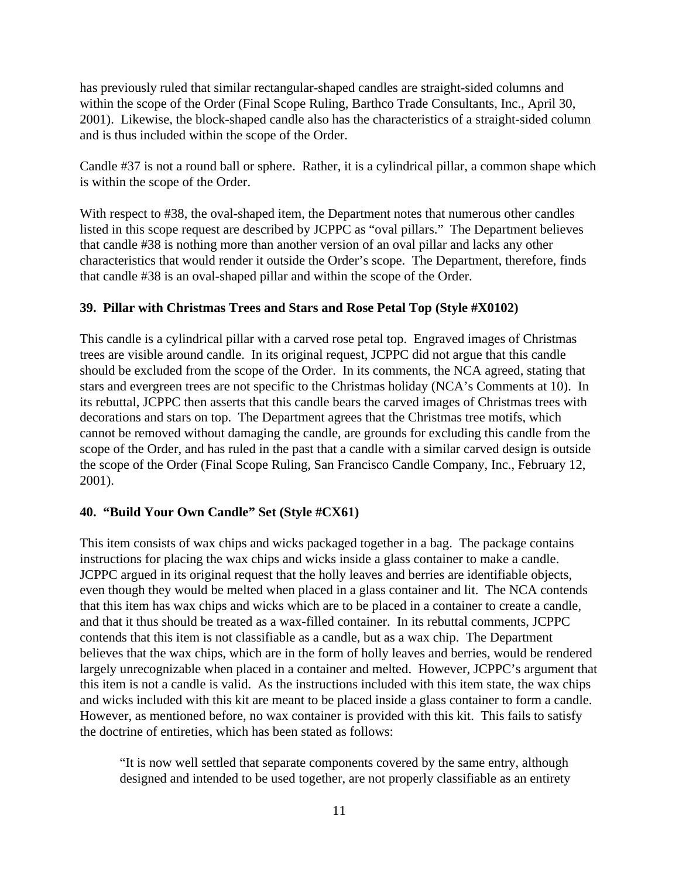has previously ruled that similar rectangular-shaped candles are straight-sided columns and within the scope of the Order (Final Scope Ruling, Barthco Trade Consultants, Inc., April 30, 2001). Likewise, the block-shaped candle also has the characteristics of a straight-sided column and is thus included within the scope of the Order.

Candle #37 is not a round ball or sphere. Rather, it is a cylindrical pillar, a common shape which is within the scope of the Order.

With respect to #38, the oval-shaped item, the Department notes that numerous other candles listed in this scope request are described by JCPPC as "oval pillars." The Department believes that candle #38 is nothing more than another version of an oval pillar and lacks any other characteristics that would render it outside the Order's scope. The Department, therefore, finds that candle #38 is an oval-shaped pillar and within the scope of the Order.

**39. Pillar with Christmas Trees and Stars and Rose Petal Top (Style #X0102)**

This candle is a cylindrical pillar with a carved rose petal top. Engraved images of Christmas trees are visible around candle. In its original request, JCPPC did not argue that this candle should be excluded from the scope of the Order. In its comments, the NCA agreed, stating that stars and evergreen trees are not specific to the Christmas holiday (NCA's Comments at 10). In its rebuttal, JCPPC then asserts that this candle bears the carved images of Christmas trees with decorations and stars on top. The Department agrees that the Christmas tree motifs, which cannot be removed without damaging the candle, are grounds for excluding this candle from the scope of the Order, and has ruled in the past that a candle with a similar carved design is outside the scope of the Order (Final Scope Ruling, San Francisco Candle Company, Inc., February 12, 2001).

**40. "Build Your Own Candle" Set (Style #CX61)**

This item consists of wax chips and wicks packaged together in a bag. The package contains instructions for placing the wax chips and wicks inside a glass container to make a candle. JCPPC argued in its original request that the holly leaves and berries are identifiable objects, even though they would be melted when placed in a glass container and lit. The NCA contends that this item has wax chips and wicks which are to be placed in a container to create a candle, and that it thus should be treated as a wax-filled container. In its rebuttal comments, JCPPC contends that this item is not classifiable as a candle, but as a wax chip. The Department believes that the wax chips, which are in the form of holly leaves and berries, would be rendered largely unrecognizable when placed in a container and melted. However, JCPPC's argument that this item is not a candle is valid. As the instructions included with this item state, the wax chips and wicks included with this kit are meant to be placed inside a glass container to form a candle. However, as mentioned before, no wax container is provided with this kit. This fails to satisfy the doctrine of entireties, which has been stated as follows:

> "It is now well settled that separate components covered by the same entry, although designed and intended to be used together, are not properly classifiable as an entirety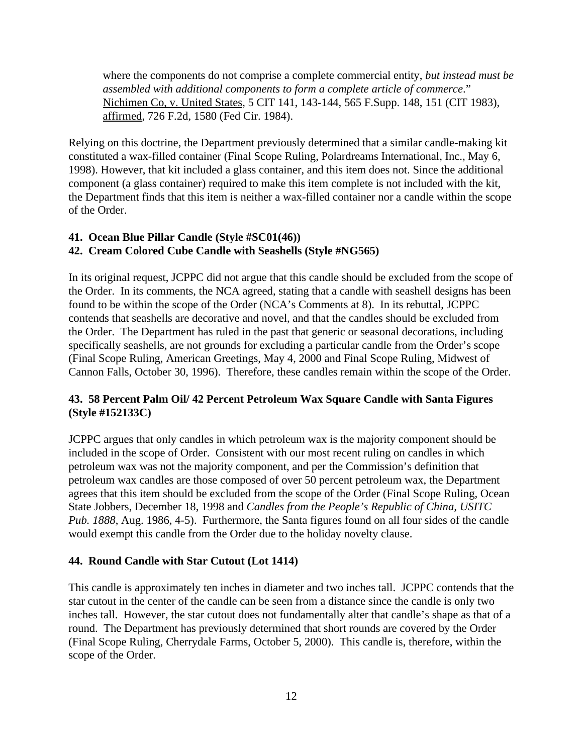where the components do not comprise a complete commercial entity, *but instead must be assembled with additional components to form a complete article of commerce*." Nichimen Co, v. United States, 5 CIT 141, 143-144, 565 F.Supp. 148, 151 (CIT 1983), affirmed, 726 F.2d, 1580 (Fed Cir. 1984).

Relying on this doctrine, the Department previously determined that a similar candle-making kit constituted a wax-filled container (Final Scope Ruling, Polardreams International, Inc., May 6, 1998). However, that kit included a glass container, and this item does not. Since the additional component (a glass container) required to make this item complete is not included with the kit, the Department finds that this item is neither a wax-filled container nor a candle within the scope of the Order.

**41. Ocean Blue Pillar Candle (Style #SC01(46))**
**42. Cream Colored Cube Candle with Seashells (Style #NG565)**

In its original request, JCPPC did not argue that this candle should be excluded from the scope of the Order. In its comments, the NCA agreed, stating that a candle with seashell designs has been found to be within the scope of the Order (NCA's Comments at 8). In its rebuttal, JCPPC contends that seashells are decorative and novel, and that the candles should be excluded from the Order. The Department has ruled in the past that generic or seasonal decorations, including specifically seashells, are not grounds for excluding a particular candle from the Order's scope (Final Scope Ruling, American Greetings, May 4, 2000 and Final Scope Ruling, Midwest of Cannon Falls, October 30, 1996). Therefore, these candles remain within the scope of the Order.

**43. 58 Percent Palm Oil/ 42 Percent Petroleum Wax Square Candle with Santa Figures (Style #152133C)**

JCPPC argues that only candles in which petroleum wax is the majority component should be included in the scope of Order. Consistent with our most recent ruling on candles in which petroleum wax was not the majority component, and per the Commission's definition that petroleum wax candles are those composed of over 50 percent petroleum wax, the Department agrees that this item should be excluded from the scope of the Order (Final Scope Ruling, Ocean State Jobbers, December 18, 1998 and *Candles from the People's Republic of China, USITC Pub. 1888*, Aug. 1986, 4-5). Furthermore, the Santa figures found on all four sides of the candle would exempt this candle from the Order due to the holiday novelty clause.

**44. Round Candle with Star Cutout (Lot 1414)**

This candle is approximately ten inches in diameter and two inches tall. JCPPC contends that the star cutout in the center of the candle can be seen from a distance since the candle is only two inches tall. However, the star cutout does not fundamentally alter that candle's shape as that of a round. The Department has previously determined that short rounds are covered by the Order (Final Scope Ruling, Cherrydale Farms, October 5, 2000). This candle is, therefore, within the scope of the Order.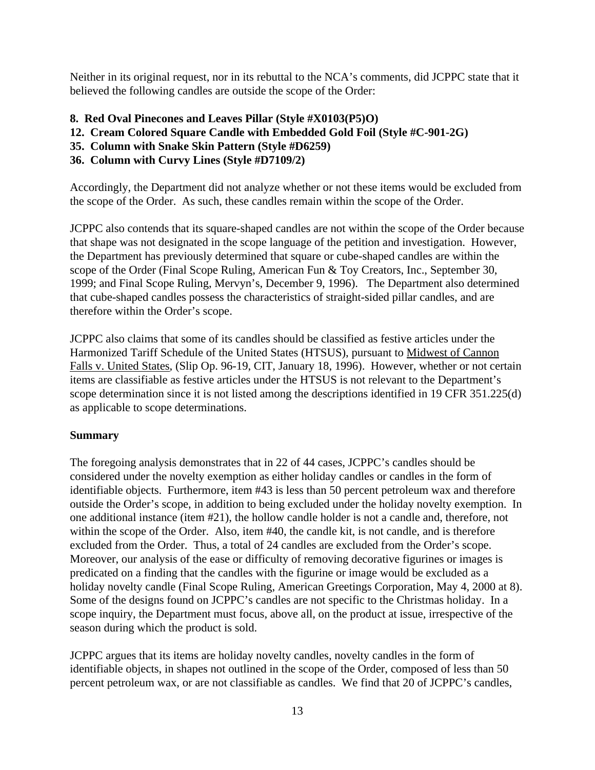Neither in its original request, nor in its rebuttal to the NCA's comments, did JCPPC state that it believed the following candles are outside the scope of the Order:

**8. Red Oval Pinecones and Leaves Pillar (Style #X0103(P5)O)**
**12. Cream Colored Square Candle with Embedded Gold Foil (Style #C-901-2G)**
**35. Column with Snake Skin Pattern (Style #D6259)**
**36. Column with Curvy Lines (Style #D7109/2)**

Accordingly, the Department did not analyze whether or not these items would be excluded from the scope of the Order. As such, these candles remain within the scope of the Order.

JCPPC also contends that its square-shaped candles are not within the scope of the Order because that shape was not designated in the scope language of the petition and investigation. However, the Department has previously determined that square or cube-shaped candles are within the scope of the Order (Final Scope Ruling, American Fun & Toy Creators, Inc., September 30, 1999; and Final Scope Ruling, Mervyn's, December 9, 1996). The Department also determined that cube-shaped candles possess the characteristics of straight-sided pillar candles, and are therefore within the Order's scope.

JCPPC also claims that some of its candles should be classified as festive articles under the Harmonized Tariff Schedule of the United States (HTSUS), pursuant to Midwest of Cannon Falls v. United States, (Slip Op. 96-19, CIT, January 18, 1996). However, whether or not certain items are classifiable as festive articles under the HTSUS is not relevant to the Department's scope determination since it is not listed among the descriptions identified in 19 CFR 351.225(d) as applicable to scope determinations.

**Summary**

The foregoing analysis demonstrates that in 22 of 44 cases, JCPPC's candles should be considered under the novelty exemption as either holiday candles or candles in the form of identifiable objects. Furthermore, item #43 is less than 50 percent petroleum wax and therefore outside the Order's scope, in addition to being excluded under the holiday novelty exemption. In one additional instance (item #21), the hollow candle holder is not a candle and, therefore, not within the scope of the Order. Also, item #40, the candle kit, is not candle, and is therefore excluded from the Order. Thus, a total of 24 candles are excluded from the Order's scope. Moreover, our analysis of the ease or difficulty of removing decorative figurines or images is predicated on a finding that the candles with the figurine or image would be excluded as a holiday novelty candle (Final Scope Ruling, American Greetings Corporation, May 4, 2000 at 8). Some of the designs found on JCPPC's candles are not specific to the Christmas holiday. In a scope inquiry, the Department must focus, above all, on the product at issue, irrespective of the season during which the product is sold.

JCPPC argues that its items are holiday novelty candles, novelty candles in the form of identifiable objects, in shapes not outlined in the scope of the Order, composed of less than 50 percent petroleum wax, or are not classifiable as candles. We find that 20 of JCPPC's candles,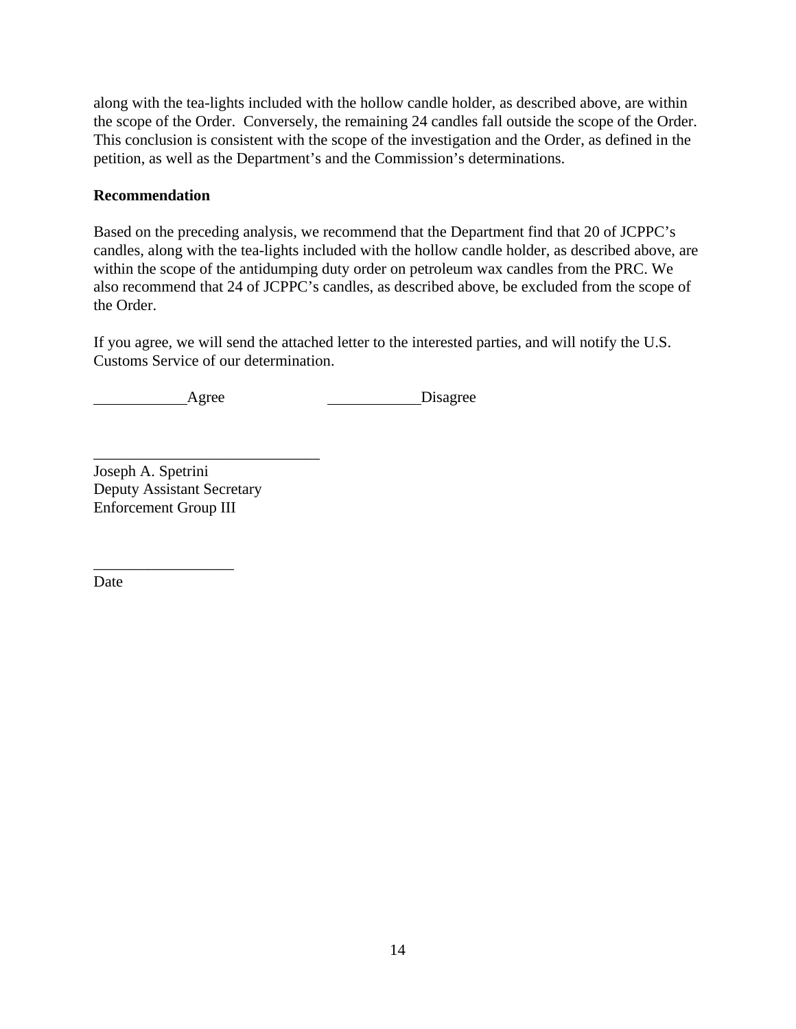along with the tea-lights included with the hollow candle holder, as described above, are within the scope of the Order. Conversely, the remaining 24 candles fall outside the scope of the Order. This conclusion is consistent with the scope of the investigation and the Order, as defined in the petition, as well as the Department's and the Commission's determinations.

**Recommendation**

Based on the preceding analysis, we recommend that the Department find that 20 of JCPPC's candles, along with the tea-lights included with the hollow candle holder, as described above, are within the scope of the antidumping duty order on petroleum wax candles from the PRC. We also recommend that 24 of JCPPC's candles, as described above, be excluded from the scope of the Order.

If you agree, we will send the attached letter to the interested parties, and will notify the U.S. Customs Service of our determination.

\_\_\_\_\_\_\_\_\_\_\_\_Agree \_\_\_\_\_\_\_\_\_\_\_\_Disagree

\_\_\_\_\_\_\_\_\_\_\_\_\_\_\_\_\_\_\_\_\_\_\_\_\_\_\_\_\_\_

Joseph A. Spetrini
Deputy Assistant Secretary
Enforcement Group III

\_\_\_\_\_\_\_\_\_\_\_\_\_\_\_\_\_\_

Date